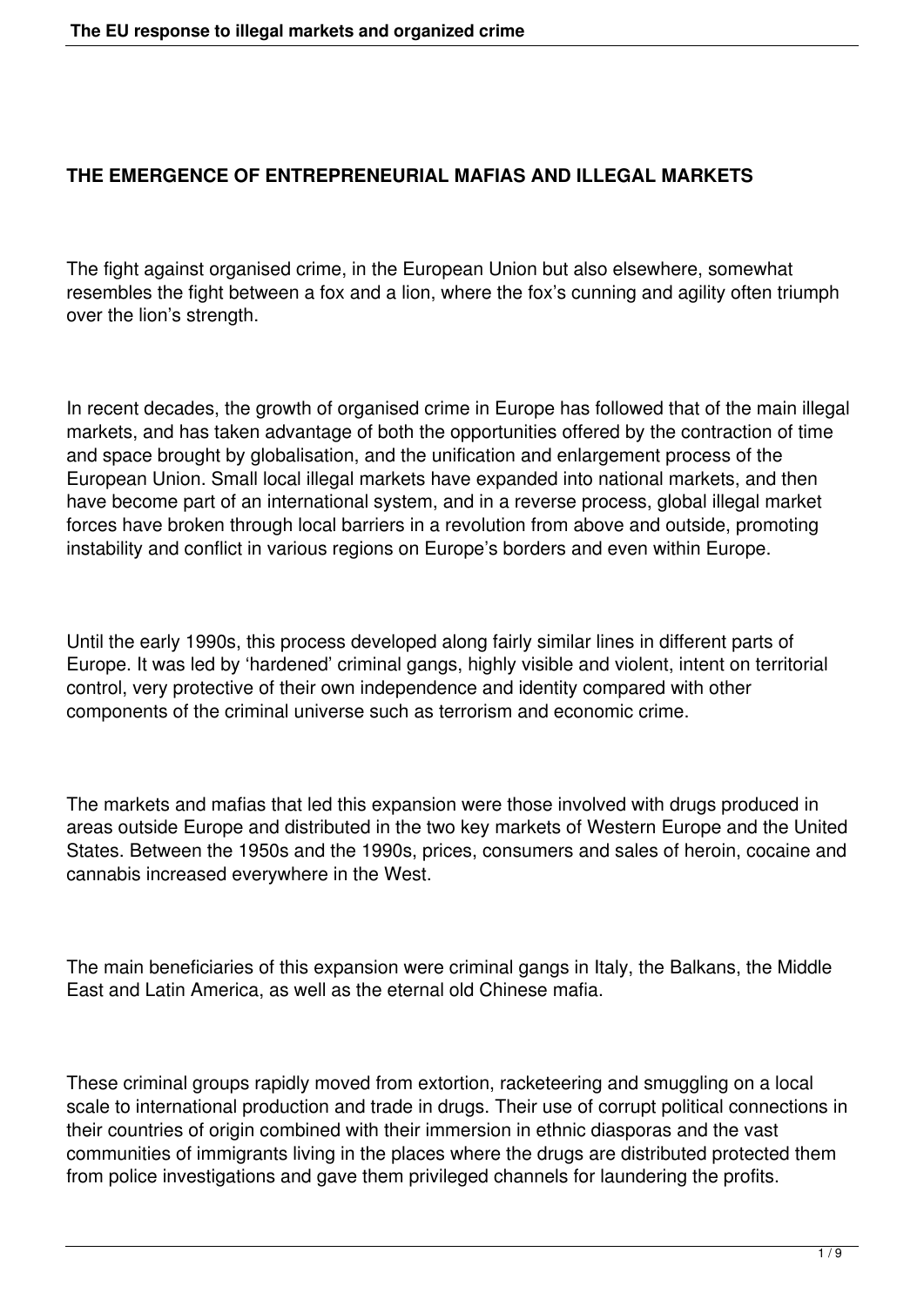## THE EMERGENCE OF ENTREPRENEURIAL MAFIAS AND ILLEGAL MARKETS

The fight against organised crime, in the European Union but also elsewhere, somewhat resembles the fight between a fox and a lion, where the fox's cunning and agility often triumph over the lion's strength.

In recent decades, the growth of organised crime in Europe has followed that of the main illegal markets, and has taken advantage of both the opportunities offered by the contraction of time and space brought by globalisation, and the unification and enlargement process of the European Union. Small local illegal markets have expanded into national markets, and then have become part of an international system, and in a reverse process, global illegal market forces have broken through local barriers in a revolution from above and outside, promoting instability and conflict in various regions on Europe's borders and even within Europe.

Until the early 1990s, this process developed along fairly similar lines in different parts of Europe. It was led by 'hardened' criminal gangs, highly visible and violent, intent on territorial control, very protective of their own independence and identity compared with other components of the criminal universe such as terrorism and economic crime.

The markets and mafias that led this expansion were those involved with drugs produced in areas outside Europe and distributed in the two key markets of Western Europe and the United States. Between the 1950s and the 1990s, prices, consumers and sales of heroin, cocaine and cannabis increased everywhere in the West.

The main beneficiaries of this expansion were criminal gangs in Italy, the Balkans, the Middle East and Latin America, as well as the eternal old Chinese mafia.

These criminal groups rapidly moved from extortion, racketeering and smuggling on a local scale to international production and trade in drugs. Their use of corrupt political connections in their countries of origin combined with their immersion in ethnic diasporas and the vast communities of immigrants living in the places where the drugs are distributed protected them from police investigations and gave them privileged channels for laundering the profits.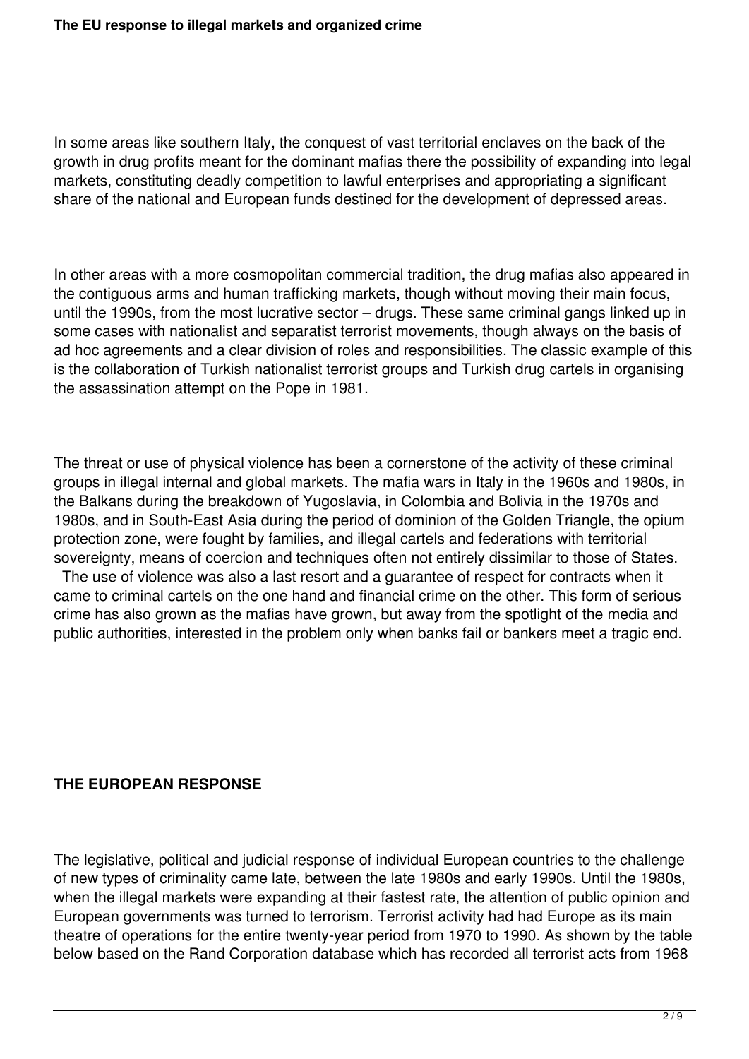In some areas like southern Italy, the conquest of vast territorial enclaves on the back of the growth in drug profits meant for the dominant mafias there the possibility of expanding into legal markets, constituting deadly competition to lawful enterprises and appropriating a significant share of the national and European funds destined for the development of depressed areas.

In other areas with a more cosmopolitan commercial tradition, the drug mafias also appeared in the contiguous arms and human trafficking markets, though without moving their main focus, until the 1990s, from the most lucrative sector – drugs. These same criminal gangs linked up in some cases with nationalist and separatist terrorist movements, though always on the basis of ad hoc agreements and a clear division of roles and responsibilities. The classic example of this is the collaboration of Turkish nationalist terrorist groups and Turkish drug cartels in organising the assassination attempt on the Pope in 1981.

The threat or use of physical violence has been a cornerstone of the activity of these criminal groups in illegal internal and global markets. The mafia wars in Italy in the 1960s and 1980s, in the Balkans during the breakdown of Yugoslavia, in Colombia and Bolivia in the 1970s and 1980s, and in South-East Asia during the period of dominion of the Golden Triangle, the opium protection zone, were fought by families, and illegal cartels and federations with territorial sovereignty, means of coercion and techniques often not entirely dissimilar to those of States.

The use of violence was also a last resort and a guarantee of respect for contracts when it came to criminal cartels on the one hand and financial crime on the other. This form of serious crime has also grown as the mafias have grown, but away from the spotlight of the media and public authorities, interested in the problem only when banks fail or bankers meet a tragic end.

## THE EUROPEAN RESPONSE

The legislative, political and judicial response of individual European countries to the challenge of new types of criminality came late, between the late 1980s and early 1990s. Until the 1980s, when the illegal markets were expanding at their fastest rate, the attention of public opinion and European governments was turned to terrorism. Terrorist activity had had Europe as its main theatre of operations for the entire twenty-year period from 1970 to 1990. As shown by the table below based on the Rand Corporation database which has recorded all terrorist acts from 1968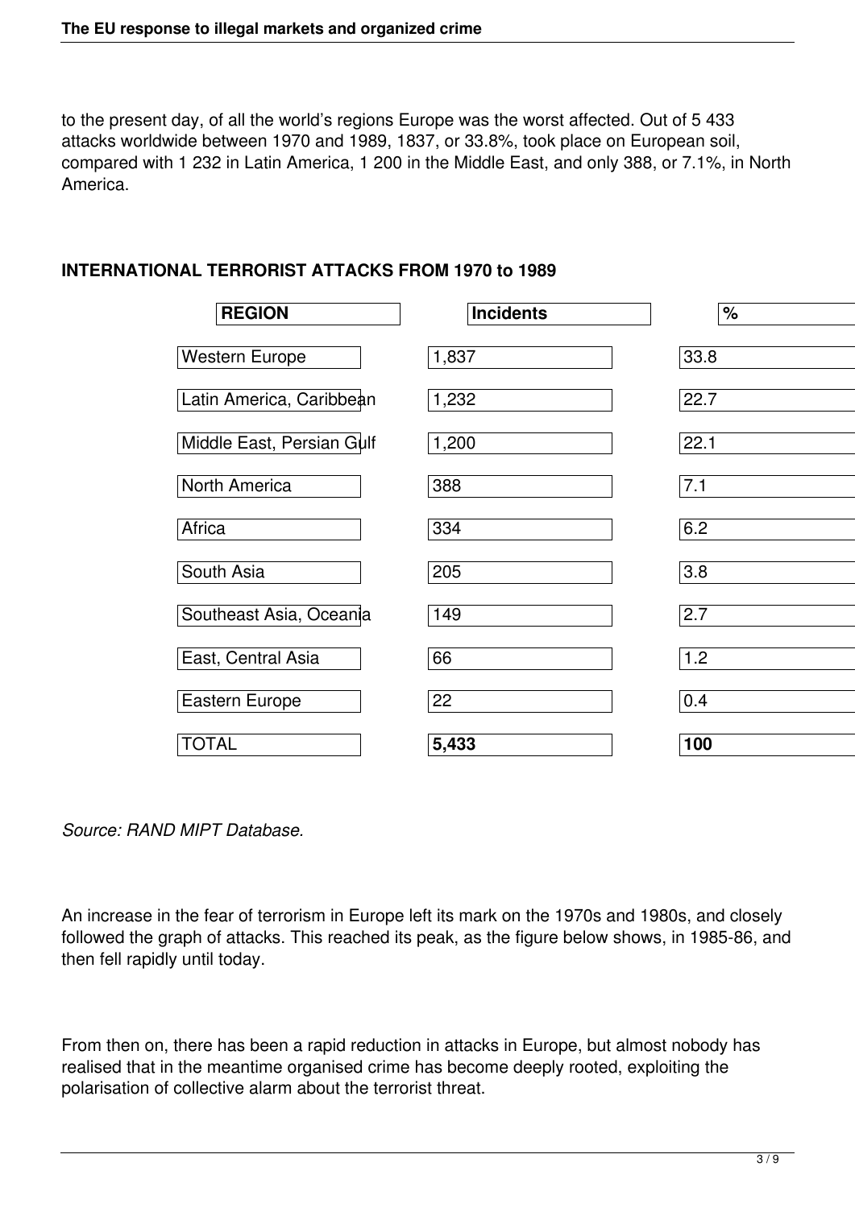to the present day, of all the world's regions Europe was the worst affected. Out of 5 433 attacks worldwide between 1970 and 1989, 1837, or 33.8%, took place on European soil, compared with 1 232 in Latin America, 1 200 in the Middle East, and only 388, or 7.1%, in North America.

**INTERNATIONAL TERRORIST ATTACKS FROM 1970 to 1989**

| **REGION** | **Incidents** | **%** |
|---|---|---|
| Western Europe | 1,837 | 33.8 |
| Latin America, Caribbean | 1,232 | 22.7 |
| Middle East, Persian Gulf | 1,200 | 22.1 |
| North America | 388 | 7.1 |
| Africa | 334 | 6.2 |
| South Asia | 205 | 3.8 |
| Southeast Asia, Oceania | 149 | 2.7 |
| East, Central Asia | 66 | 1.2 |
| Eastern Europe | 22 | 0.4 |
| TOTAL | **5,433** | **100** |

*Source: RAND MIPT Database.*

An increase in the fear of terrorism in Europe left its mark on the 1970s and 1980s, and closely followed the graph of attacks. This reached its peak, as the figure below shows, in 1985-86, and then fell rapidly until today.

From then on, there has been a rapid reduction in attacks in Europe, but almost nobody has realised that in the meantime organised crime has become deeply rooted, exploiting the polarisation of collective alarm about the terrorist threat.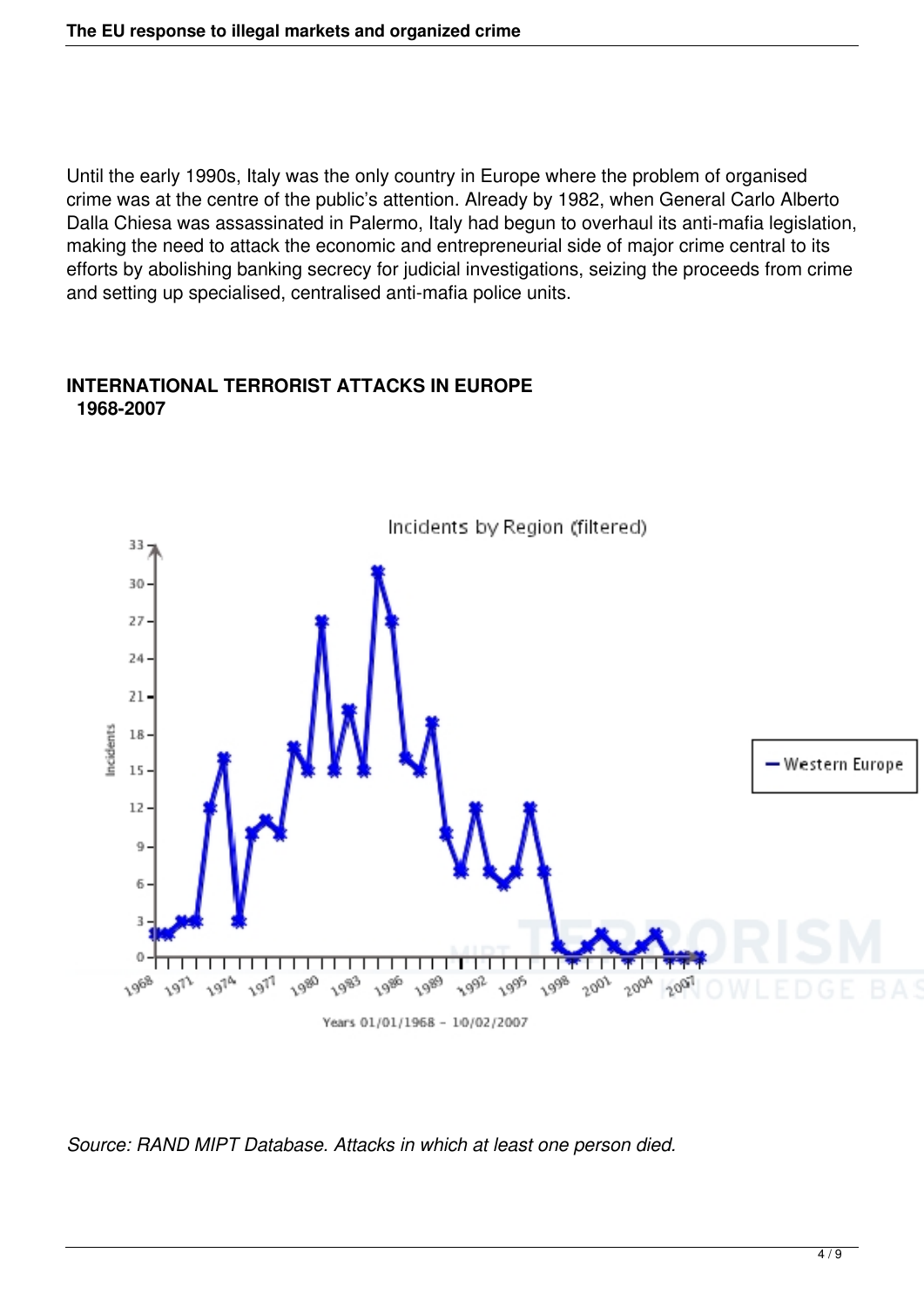Until the early 1990s, Italy was the only country in Europe where the problem of organised crime was at the centre of the public's attention. Already by 1982, when General Carlo Alberto Dalla Chiesa was assassinated in Palermo, Italy had begun to overhaul its anti-mafia legislation, making the need to attack the economic and entrepreneurial side of major crime central to its efforts by abolishing banking secrecy for judicial investigations, seizing the proceeds from crime and setting up specialised, centralised anti-mafia police units.

**INTERNATIONAL TERRORIST ATTACKS IN EUROPE 1968-2007**

*Source: RAND MIPT Database. Attacks in which at least one person died.*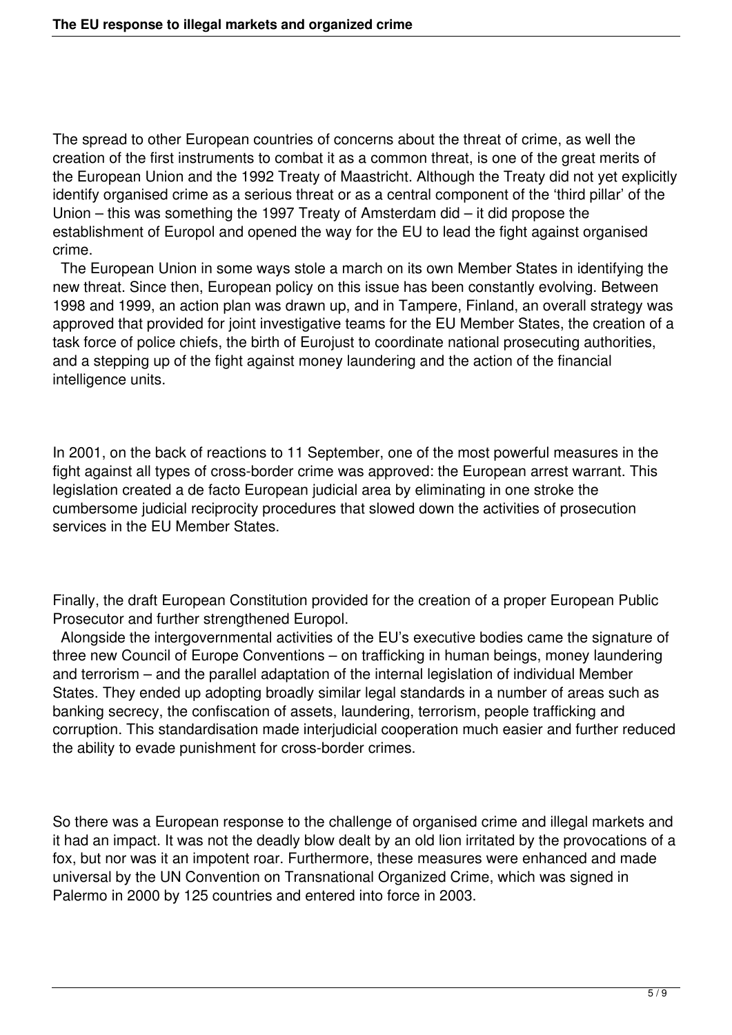The spread to other European countries of concerns about the threat of crime, as well the creation of the first instruments to combat it as a common threat, is one of the great merits of the European Union and the 1992 Treaty of Maastricht. Although the Treaty did not yet explicitly identify organised crime as a serious threat or as a central component of the 'third pillar' of the Union – this was something the 1997 Treaty of Amsterdam did – it did propose the establishment of Europol and opened the way for the EU to lead the fight against organised crime.

The European Union in some ways stole a march on its own Member States in identifying the new threat. Since then, European policy on this issue has been constantly evolving. Between 1998 and 1999, an action plan was drawn up, and in Tampere, Finland, an overall strategy was approved that provided for joint investigative teams for the EU Member States, the creation of a task force of police chiefs, the birth of Eurojust to coordinate national prosecuting authorities, and a stepping up of the fight against money laundering and the action of the financial intelligence units.

In 2001, on the back of reactions to 11 September, one of the most powerful measures in the fight against all types of cross-border crime was approved: the European arrest warrant. This legislation created a de facto European judicial area by eliminating in one stroke the cumbersome judicial reciprocity procedures that slowed down the activities of prosecution services in the EU Member States.

Finally, the draft European Constitution provided for the creation of a proper European Public Prosecutor and further strengthened Europol.

Alongside the intergovernmental activities of the EU's executive bodies came the signature of three new Council of Europe Conventions – on trafficking in human beings, money laundering and terrorism – and the parallel adaptation of the internal legislation of individual Member States. They ended up adopting broadly similar legal standards in a number of areas such as banking secrecy, the confiscation of assets, laundering, terrorism, people trafficking and corruption. This standardisation made interjudicial cooperation much easier and further reduced the ability to evade punishment for cross-border crimes.

So there was a European response to the challenge of organised crime and illegal markets and it had an impact. It was not the deadly blow dealt by an old lion irritated by the provocations of a fox, but nor was it an impotent roar. Furthermore, these measures were enhanced and made universal by the UN Convention on Transnational Organized Crime, which was signed in Palermo in 2000 by 125 countries and entered into force in 2003.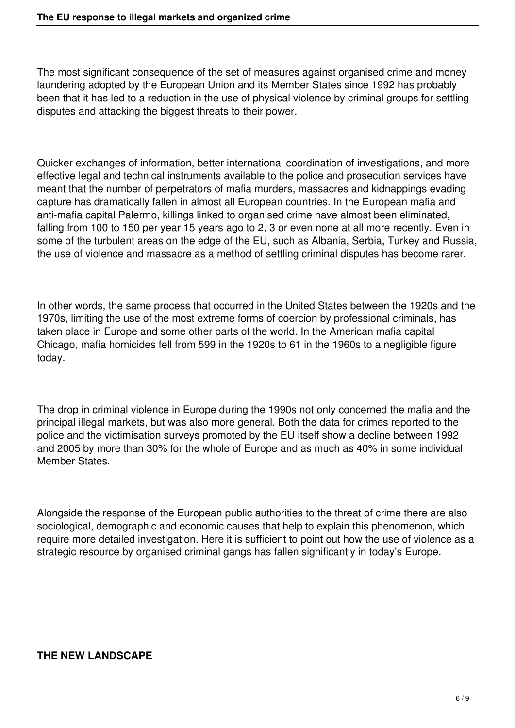The most significant consequence of the set of measures against organised crime and money laundering adopted by the European Union and its Member States since 1992 has probably been that it has led to a reduction in the use of physical violence by criminal groups for settling disputes and attacking the biggest threats to their power.

Quicker exchanges of information, better international coordination of investigations, and more effective legal and technical instruments available to the police and prosecution services have meant that the number of perpetrators of mafia murders, massacres and kidnappings evading capture has dramatically fallen in almost all European countries. In the European mafia and anti-mafia capital Palermo, killings linked to organised crime have almost been eliminated, falling from 100 to 150 per year 15 years ago to 2, 3 or even none at all more recently. Even in some of the turbulent areas on the edge of the EU, such as Albania, Serbia, Turkey and Russia, the use of violence and massacre as a method of settling criminal disputes has become rarer.

In other words, the same process that occurred in the United States between the 1920s and the 1970s, limiting the use of the most extreme forms of coercion by professional criminals, has taken place in Europe and some other parts of the world. In the American mafia capital Chicago, mafia homicides fell from 599 in the 1920s to 61 in the 1960s to a negligible figure today.

The drop in criminal violence in Europe during the 1990s not only concerned the mafia and the principal illegal markets, but was also more general. Both the data for crimes reported to the police and the victimisation surveys promoted by the EU itself show a decline between 1992 and 2005 by more than 30% for the whole of Europe and as much as 40% in some individual Member States.

Alongside the response of the European public authorities to the threat of crime there are also sociological, demographic and economic causes that help to explain this phenomenon, which require more detailed investigation. Here it is sufficient to point out how the use of violence as a strategic resource by organised criminal gangs has fallen significantly in today's Europe.

## THE NEW LANDSCAPE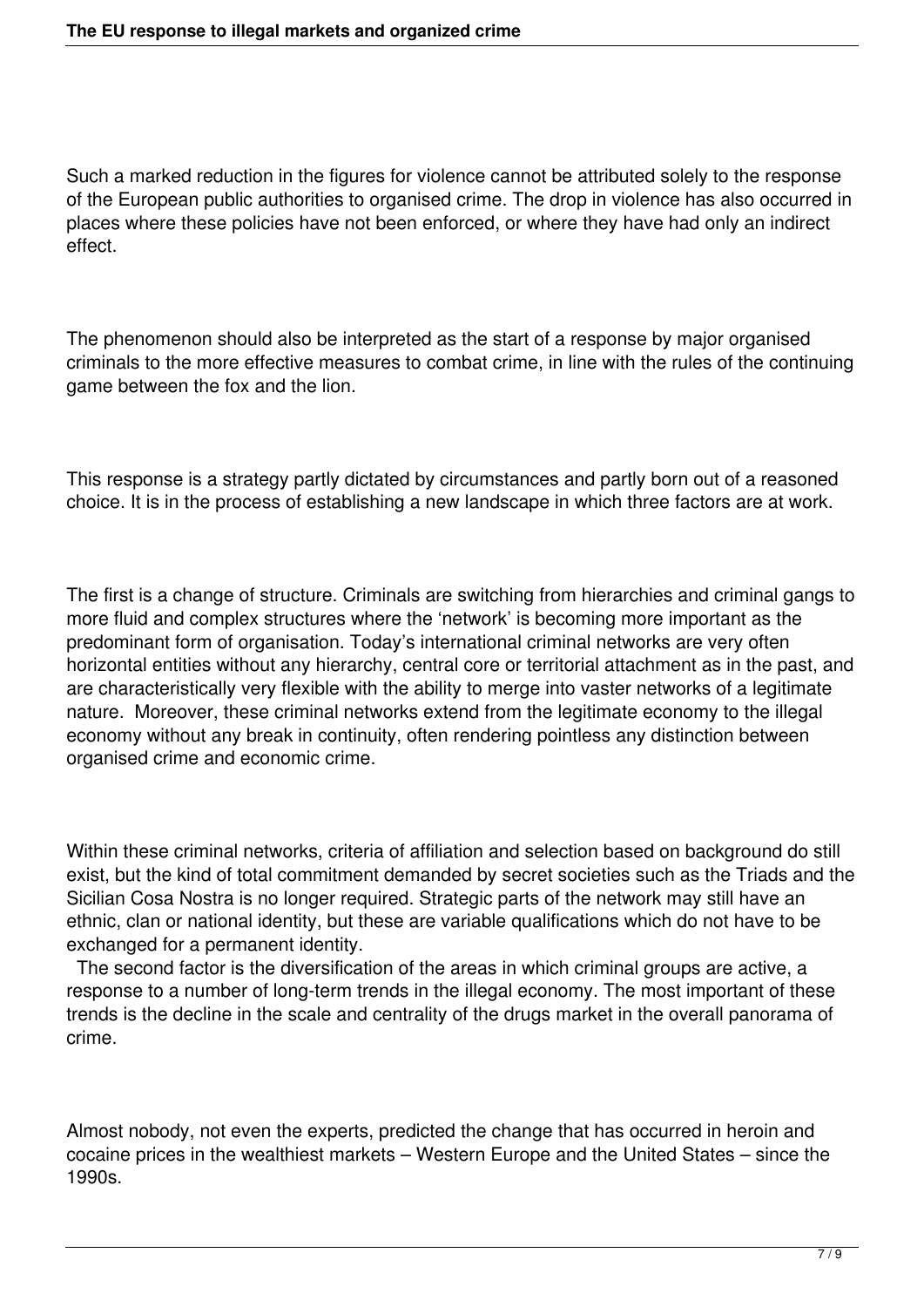Such a marked reduction in the figures for violence cannot be attributed solely to the response of the European public authorities to organised crime. The drop in violence has also occurred in places where these policies have not been enforced, or where they have had only an indirect effect.

The phenomenon should also be interpreted as the start of a response by major organised criminals to the more effective measures to combat crime, in line with the rules of the continuing game between the fox and the lion.

This response is a strategy partly dictated by circumstances and partly born out of a reasoned choice. It is in the process of establishing a new landscape in which three factors are at work.

The first is a change of structure. Criminals are switching from hierarchies and criminal gangs to more fluid and complex structures where the 'network' is becoming more important as the predominant form of organisation. Today's international criminal networks are very often horizontal entities without any hierarchy, central core or territorial attachment as in the past, and are characteristically very flexible with the ability to merge into vaster networks of a legitimate nature. Moreover, these criminal networks extend from the legitimate economy to the illegal economy without any break in continuity, often rendering pointless any distinction between organised crime and economic crime.

Within these criminal networks, criteria of affiliation and selection based on background do still exist, but the kind of total commitment demanded by secret societies such as the Triads and the Sicilian Cosa Nostra is no longer required. Strategic parts of the network may still have an ethnic, clan or national identity, but these are variable qualifications which do not have to be exchanged for a permanent identity.

The second factor is the diversification of the areas in which criminal groups are active, a response to a number of long-term trends in the illegal economy. The most important of these trends is the decline in the scale and centrality of the drugs market in the overall panorama of crime.

Almost nobody, not even the experts, predicted the change that has occurred in heroin and cocaine prices in the wealthiest markets – Western Europe and the United States – since the 1990s.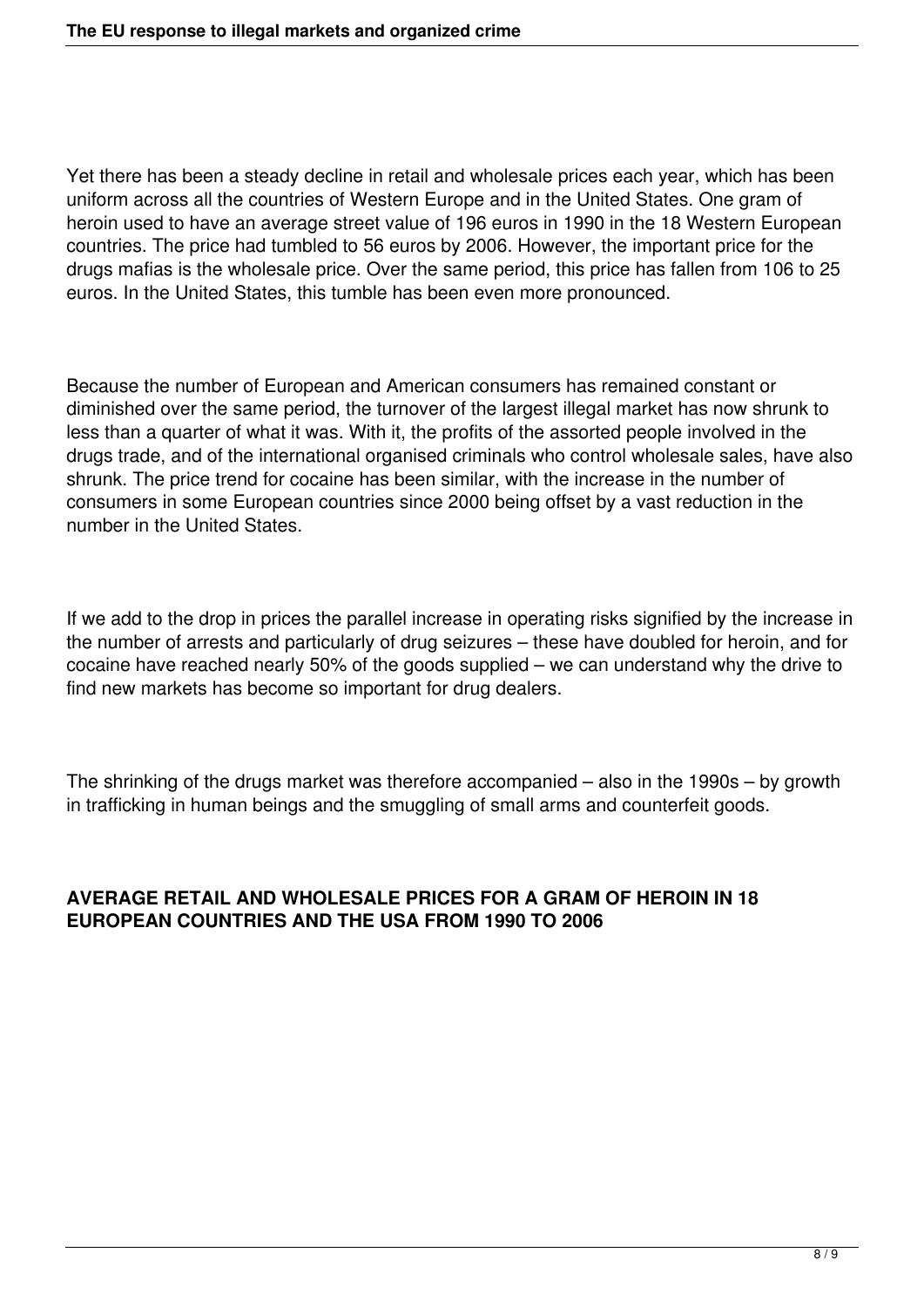Yet there has been a steady decline in retail and wholesale prices each year, which has been uniform across all the countries of Western Europe and in the United States. One gram of heroin used to have an average street value of 196 euros in 1990 in the 18 Western European countries. The price had tumbled to 56 euros by 2006. However, the important price for the drugs mafias is the wholesale price. Over the same period, this price has fallen from 106 to 25 euros. In the United States, this tumble has been even more pronounced.

Because the number of European and American consumers has remained constant or diminished over the same period, the turnover of the largest illegal market has now shrunk to less than a quarter of what it was. With it, the profits of the assorted people involved in the drugs trade, and of the international organised criminals who control wholesale sales, have also shrunk. The price trend for cocaine has been similar, with the increase in the number of consumers in some European countries since 2000 being offset by a vast reduction in the number in the United States.

If we add to the drop in prices the parallel increase in operating risks signified by the increase in the number of arrests and particularly of drug seizures – these have doubled for heroin, and for cocaine have reached nearly 50% of the goods supplied – we can understand why the drive to find new markets has become so important for drug dealers.

The shrinking of the drugs market was therefore accompanied – also in the 1990s – by growth in trafficking in human beings and the smuggling of small arms and counterfeit goods.

**AVERAGE RETAIL AND WHOLESALE PRICES FOR A GRAM OF HEROIN IN 18 EUROPEAN COUNTRIES AND THE USA FROM 1990 TO 2006**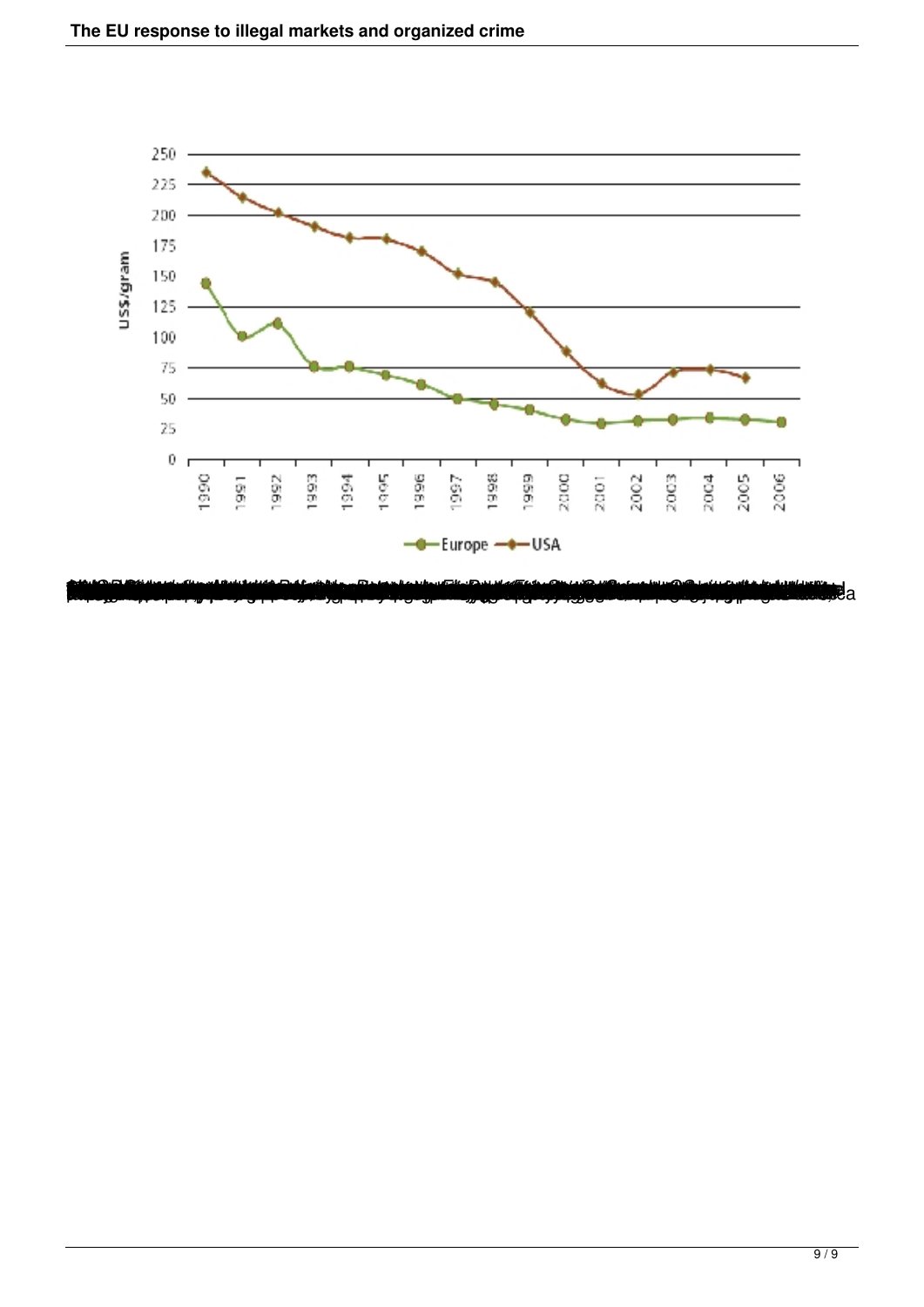250
225
200
175
150
125
100
75
50
25
0

US$/gram

1990
1991
1992
1993
1994
1995
1996
1997
1998
1999
2000
2001
2002
2003
2004
2005
2006

Europe
USA